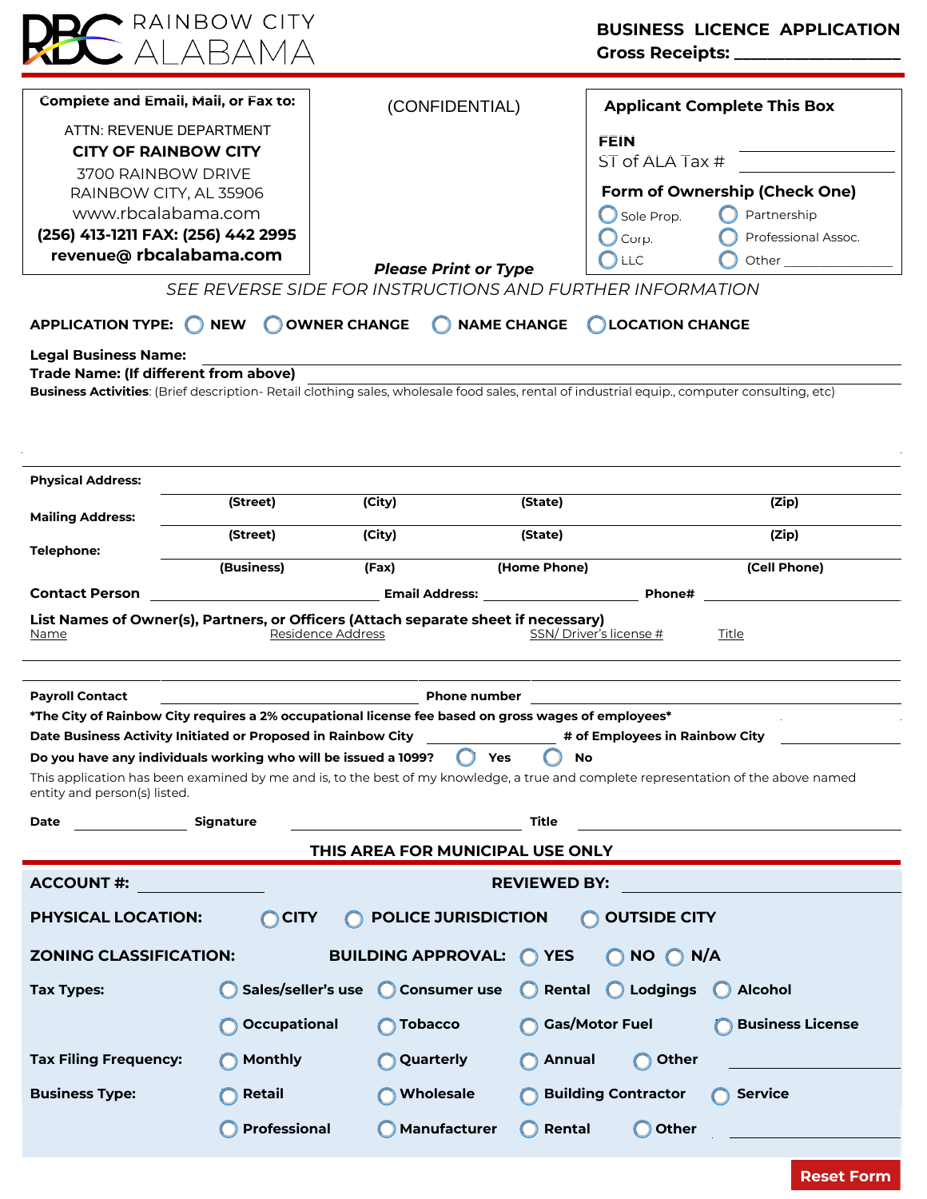RBC RAINBOW CITY ALABAMA

# BUSINESS LICENCE APPLICATION

**Gross Receipts:** ____________________

**Complete and Email, Mail, or Fax to:**

ATTN: REVENUE DEPARTMENT

**CITY OF RAINBOW CITY**

3700 RAINBOW DRIVE

RAINBOW CITY, AL 35906

www.rbcalabama.com

**(256) 413-1211 FAX: (256) 442 2995**

**revenue@ rbcalabama.com**

(CONFIDENTIAL)

***Please Print or Type***

**Applicant Complete This Box**

**FEIN** ____________________

ST of ALA Tax # ____________________

**Form of Ownership (Check One)**

- ◯ Sole Prop.
- ◯ Partnership
- ◯ Corp.
- ◯ Professional Assoc.
- ◯ LLC
- ◯ Other ____________________

*SEE REVERSE SIDE FOR INSTRUCTIONS AND FURTHER INFORMATION*

**APPLICATION TYPE:** ◯ **NEW** ◯ **OWNER CHANGE** ◯ **NAME CHANGE** ◯ **LOCATION CHANGE**

**Legal Business Name:** ____________________

**Trade Name: (If different from above)** ____________________

**Business Activities**: (Brief description- Retail clothing sales, wholesale food sales, rental of industrial equip., computer consulting, etc)

____________________

**Physical Address:** ____________________
**(Street)** **(City)** **(State)** **(Zip)**

**Mailing Address:** ____________________
**(Street)** **(City)** **(State)** **(Zip)**

**Telephone:** ____________________
**(Business)** **(Fax)** **(Home Phone)** **(Cell Phone)**

**Contact Person** ____________________ **Email Address:** ____________________ **Phone#** ____________________

**List Names of Owner(s), Partners, or Officers (Attach separate sheet if necessary)**

| Name | Residence Address | SSN/ Driver's license # | Title |
|---|---|---|---|
| | | | |
| | | | |

**Payroll Contact** ____________________ **Phone number** ____________________

***The City of Rainbow City requires a 2% occupational license fee based on gross wages of employees***

**Date Business Activity Initiated or Proposed in Rainbow City** ____________ **# of Employees in Rainbow City** ____________

**Do you have any individuals working who will be issued a 1099?** ◯ **Yes** ◯ **No**

This application has been examined by me and is, to the best of my knowledge, a true and complete representation of the above named entity and person(s) listed.

**Date** ____________ **Signature** ____________________ **Title** ____________________

## THIS AREA FOR MUNICIPAL USE ONLY

**ACCOUNT #:** ____________ **REVIEWED BY:** ____________________

**PHYSICAL LOCATION:** ◯ **CITY** ◯ **POLICE JURISDICTION** ◯ **OUTSIDE CITY**

**ZONING CLASSIFICATION:** **BUILDING APPROVAL:** ◯ **YES** ◯ **NO** ◯ **N/A**

**Tax Types:** ◯ **Sales/seller's use** ◯ **Consumer use** ◯ **Rental** ◯ **Lodgings** ◯ **Alcohol** ◯ **Occupational** ◯ **Tobacco** ◯ **Gas/Motor Fuel** ◯ **Business License**

**Tax Filing Frequency:** ◯ **Monthly** ◯ **Quarterly** ◯ **Annual** ◯ **Other** ____________

**Business Type:** ◯ **Retail** ◯ **Wholesale** ◯ **Building Contractor** ◯ **Service** ◯ **Professional** ◯ **Manufacturer** ◯ **Rental** ◯ **Other** ____________

**Reset Form**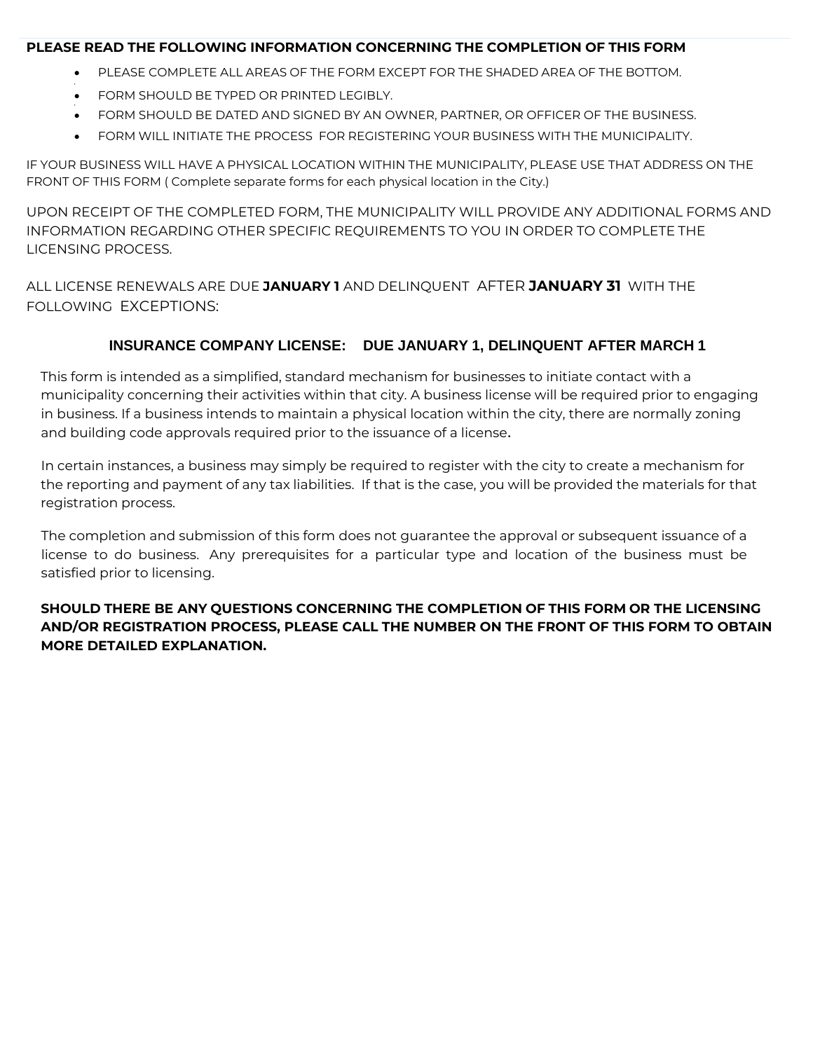**PLEASE READ THE FOLLOWING INFORMATION CONCERNING THE COMPLETION OF THIS FORM**

- PLEASE COMPLETE ALL AREAS OF THE FORM EXCEPT FOR THE SHADED AREA OF THE BOTTOM.
- FORM SHOULD BE TYPED OR PRINTED LEGIBLY.
- FORM SHOULD BE DATED AND SIGNED BY AN OWNER, PARTNER, OR OFFICER OF THE BUSINESS.
- FORM WILL INITIATE THE PROCESS FOR REGISTERING YOUR BUSINESS WITH THE MUNICIPALITY.

IF YOUR BUSINESS WILL HAVE A PHYSICAL LOCATION WITHIN THE MUNICIPALITY, PLEASE USE THAT ADDRESS ON THE FRONT OF THIS FORM ( Complete separate forms for each physical location in the City.)

UPON RECEIPT OF THE COMPLETED FORM, THE MUNICIPALITY WILL PROVIDE ANY ADDITIONAL FORMS AND INFORMATION REGARDING OTHER SPECIFIC REQUIREMENTS TO YOU IN ORDER TO COMPLETE THE LICENSING PROCESS.

ALL LICENSE RENEWALS ARE DUE **JANUARY 1** AND DELINQUENT AFTER **JANUARY 31** WITH THE FOLLOWING EXCEPTIONS:

**INSURANCE COMPANY LICENSE: DUE JANUARY 1, DELINQUENT AFTER MARCH 1**

This form is intended as a simplified, standard mechanism for businesses to initiate contact with a municipality concerning their activities within that city. A business license will be required prior to engaging in business. If a business intends to maintain a physical location within the city, there are normally zoning and building code approvals required prior to the issuance of a license.

In certain instances, a business may simply be required to register with the city to create a mechanism for the reporting and payment of any tax liabilities. If that is the case, you will be provided the materials for that registration process.

The completion and submission of this form does not guarantee the approval or subsequent issuance of a license to do business. Any prerequisites for a particular type and location of the business must be satisfied prior to licensing.

**SHOULD THERE BE ANY QUESTIONS CONCERNING THE COMPLETION OF THIS FORM OR THE LICENSING AND/OR REGISTRATION PROCESS, PLEASE CALL THE NUMBER ON THE FRONT OF THIS FORM TO OBTAIN MORE DETAILED EXPLANATION.**